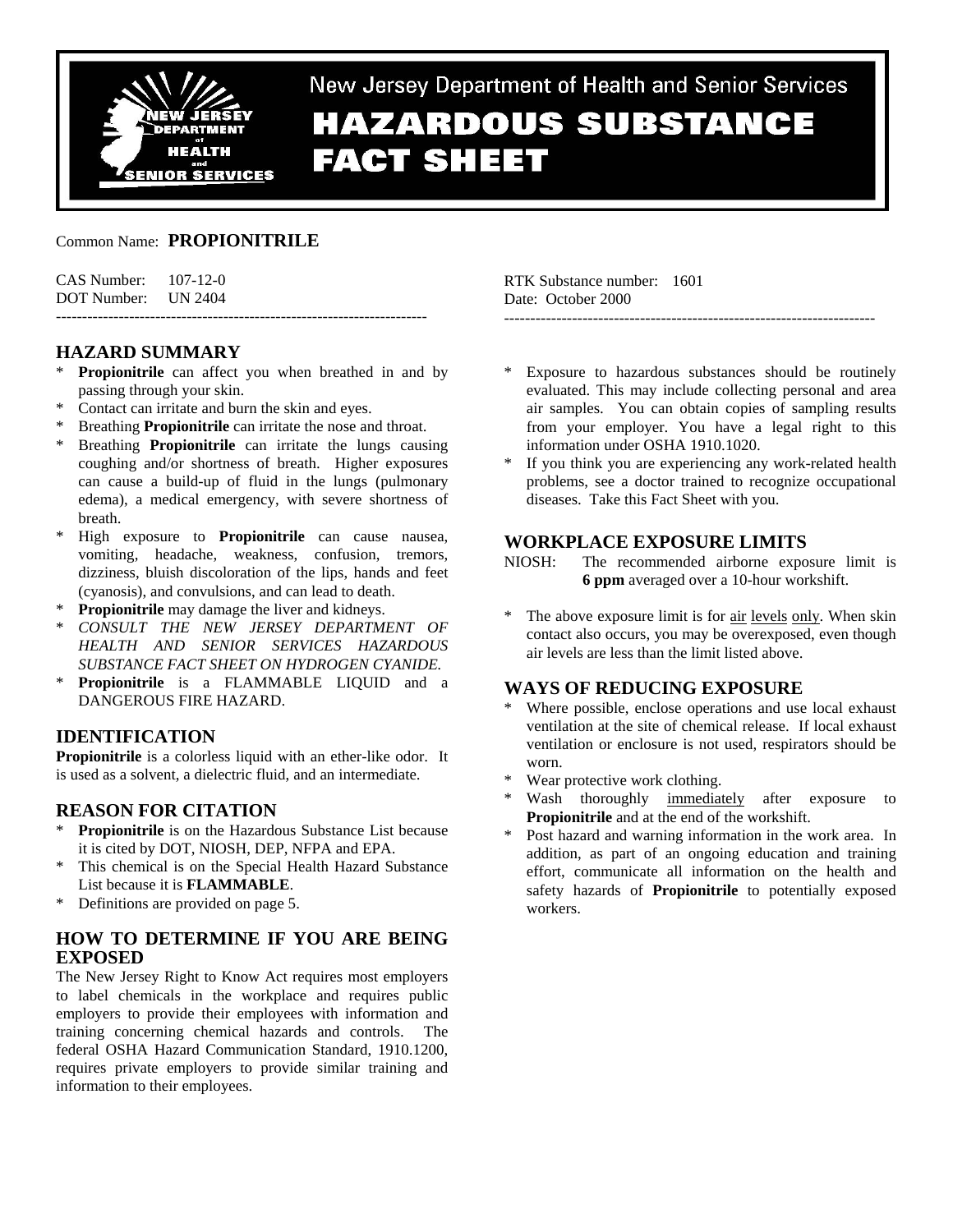New Jersey Department of Health and Senior Services

# HAZARDOUS SUBSTANCE FACT SHEET

Common Name: **PROPIONITRILE**

CAS Number: 107-12-0
DOT Number: UN 2404

RTK Substance number: 1601
Date: October 2000

---

## HAZARD SUMMARY

* **Propionitrile** can affect you when breathed in and by passing through your skin.
* Contact can irritate and burn the skin and eyes.
* Breathing **Propionitrile** can irritate the nose and throat.
* Breathing **Propionitrile** can irritate the lungs causing coughing and/or shortness of breath. Higher exposures can cause a build-up of fluid in the lungs (pulmonary edema), a medical emergency, with severe shortness of breath.
* High exposure to **Propionitrile** can cause nausea, vomiting, headache, weakness, confusion, tremors, dizziness, bluish discoloration of the lips, hands and feet (cyanosis), and convulsions, and can lead to death.
* **Propionitrile** may damage the liver and kidneys.
* *CONSULT THE NEW JERSEY DEPARTMENT OF HEALTH AND SENIOR SERVICES HAZARDOUS SUBSTANCE FACT SHEET ON HYDROGEN CYANIDE.*
* **Propionitrile** is a FLAMMABLE LIQUID and a DANGEROUS FIRE HAZARD.

## IDENTIFICATION

**Propionitrile** is a colorless liquid with an ether-like odor. It is used as a solvent, a dielectric fluid, and an intermediate.

## REASON FOR CITATION

* **Propionitrile** is on the Hazardous Substance List because it is cited by DOT, NIOSH, DEP, NFPA and EPA.
* This chemical is on the Special Health Hazard Substance List because it is **FLAMMABLE**.
* Definitions are provided on page 5.

## HOW TO DETERMINE IF YOU ARE BEING EXPOSED

The New Jersey Right to Know Act requires most employers to label chemicals in the workplace and requires public employers to provide their employees with information and training concerning chemical hazards and controls. The federal OSHA Hazard Communication Standard, 1910.1200, requires private employers to provide similar training and information to their employees.

* Exposure to hazardous substances should be routinely evaluated. This may include collecting personal and area air samples. You can obtain copies of sampling results from your employer. You have a legal right to this information under OSHA 1910.1020.
* If you think you are experiencing any work-related health problems, see a doctor trained to recognize occupational diseases. Take this Fact Sheet with you.

## WORKPLACE EXPOSURE LIMITS

NIOSH: The recommended airborne exposure limit is **6 ppm** averaged over a 10-hour workshift.

* The above exposure limit is for air levels only. When skin contact also occurs, you may be overexposed, even though air levels are less than the limit listed above.

## WAYS OF REDUCING EXPOSURE

* Where possible, enclose operations and use local exhaust ventilation at the site of chemical release. If local exhaust ventilation or enclosure is not used, respirators should be worn.
* Wear protective work clothing.
* Wash thoroughly immediately after exposure to **Propionitrile** and at the end of the workshift.
* Post hazard and warning information in the work area. In addition, as part of an ongoing education and training effort, communicate all information on the health and safety hazards of **Propionitrile** to potentially exposed workers.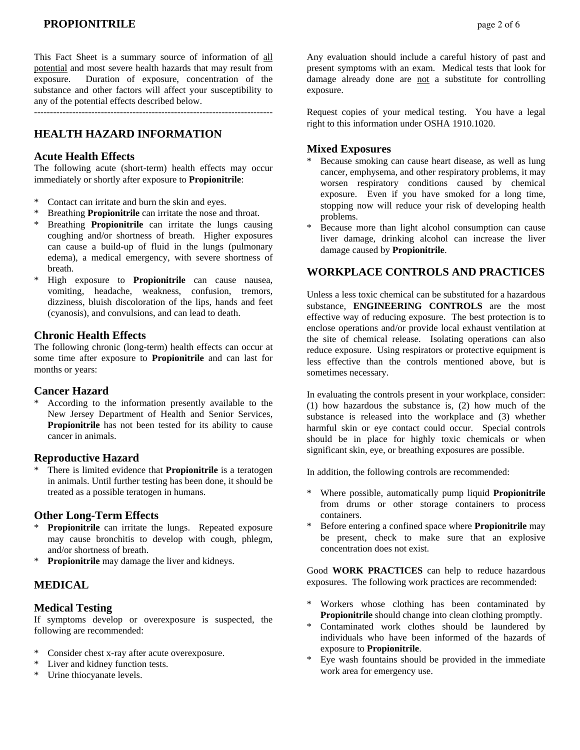This Fact Sheet is a summary source of information of all potential and most severe health hazards that may result from exposure. Duration of exposure, concentration of the substance and other factors will affect your susceptibility to any of the potential effects described below.

---

## HEALTH HAZARD INFORMATION

### Acute Health Effects

The following acute (short-term) health effects may occur immediately or shortly after exposure to **Propionitrile**:

* Contact can irritate and burn the skin and eyes.
* Breathing **Propionitrile** can irritate the nose and throat.
* Breathing **Propionitrile** can irritate the lungs causing coughing and/or shortness of breath. Higher exposures can cause a build-up of fluid in the lungs (pulmonary edema), a medical emergency, with severe shortness of breath.
* High exposure to **Propionitrile** can cause nausea, vomiting, headache, weakness, confusion, tremors, dizziness, bluish discoloration of the lips, hands and feet (cyanosis), and convulsions, and can lead to death.

### Chronic Health Effects

The following chronic (long-term) health effects can occur at some time after exposure to **Propionitrile** and can last for months or years:

### Cancer Hazard

* According to the information presently available to the New Jersey Department of Health and Senior Services, **Propionitrile** has not been tested for its ability to cause cancer in animals.

### Reproductive Hazard

* There is limited evidence that **Propionitrile** is a teratogen in animals. Until further testing has been done, it should be treated as a possible teratogen in humans.

### Other Long-Term Effects

* **Propionitrile** can irritate the lungs. Repeated exposure may cause bronchitis to develop with cough, phlegm, and/or shortness of breath.
* **Propionitrile** may damage the liver and kidneys.

## MEDICAL

### Medical Testing

If symptoms develop or overexposure is suspected, the following are recommended:

* Consider chest x-ray after acute overexposure.
* Liver and kidney function tests.
* Urine thiocyanate levels.

Any evaluation should include a careful history of past and present symptoms with an exam. Medical tests that look for damage already done are not a substitute for controlling exposure.

Request copies of your medical testing. You have a legal right to this information under OSHA 1910.1020.

### Mixed Exposures

* Because smoking can cause heart disease, as well as lung cancer, emphysema, and other respiratory problems, it may worsen respiratory conditions caused by chemical exposure. Even if you have smoked for a long time, stopping now will reduce your risk of developing health problems.
* Because more than light alcohol consumption can cause liver damage, drinking alcohol can increase the liver damage caused by **Propionitrile**.

## WORKPLACE CONTROLS AND PRACTICES

Unless a less toxic chemical can be substituted for a hazardous substance, **ENGINEERING CONTROLS** are the most effective way of reducing exposure. The best protection is to enclose operations and/or provide local exhaust ventilation at the site of chemical release. Isolating operations can also reduce exposure. Using respirators or protective equipment is less effective than the controls mentioned above, but is sometimes necessary.

In evaluating the controls present in your workplace, consider: (1) how hazardous the substance is, (2) how much of the substance is released into the workplace and (3) whether harmful skin or eye contact could occur. Special controls should be in place for highly toxic chemicals or when significant skin, eye, or breathing exposures are possible.

In addition, the following controls are recommended:

* Where possible, automatically pump liquid **Propionitrile** from drums or other storage containers to process containers.
* Before entering a confined space where **Propionitrile** may be present, check to make sure that an explosive concentration does not exist.

Good **WORK PRACTICES** can help to reduce hazardous exposures. The following work practices are recommended:

* Workers whose clothing has been contaminated by **Propionitrile** should change into clean clothing promptly.
* Contaminated work clothes should be laundered by individuals who have been informed of the hazards of exposure to **Propionitrile**.
* Eye wash fountains should be provided in the immediate work area for emergency use.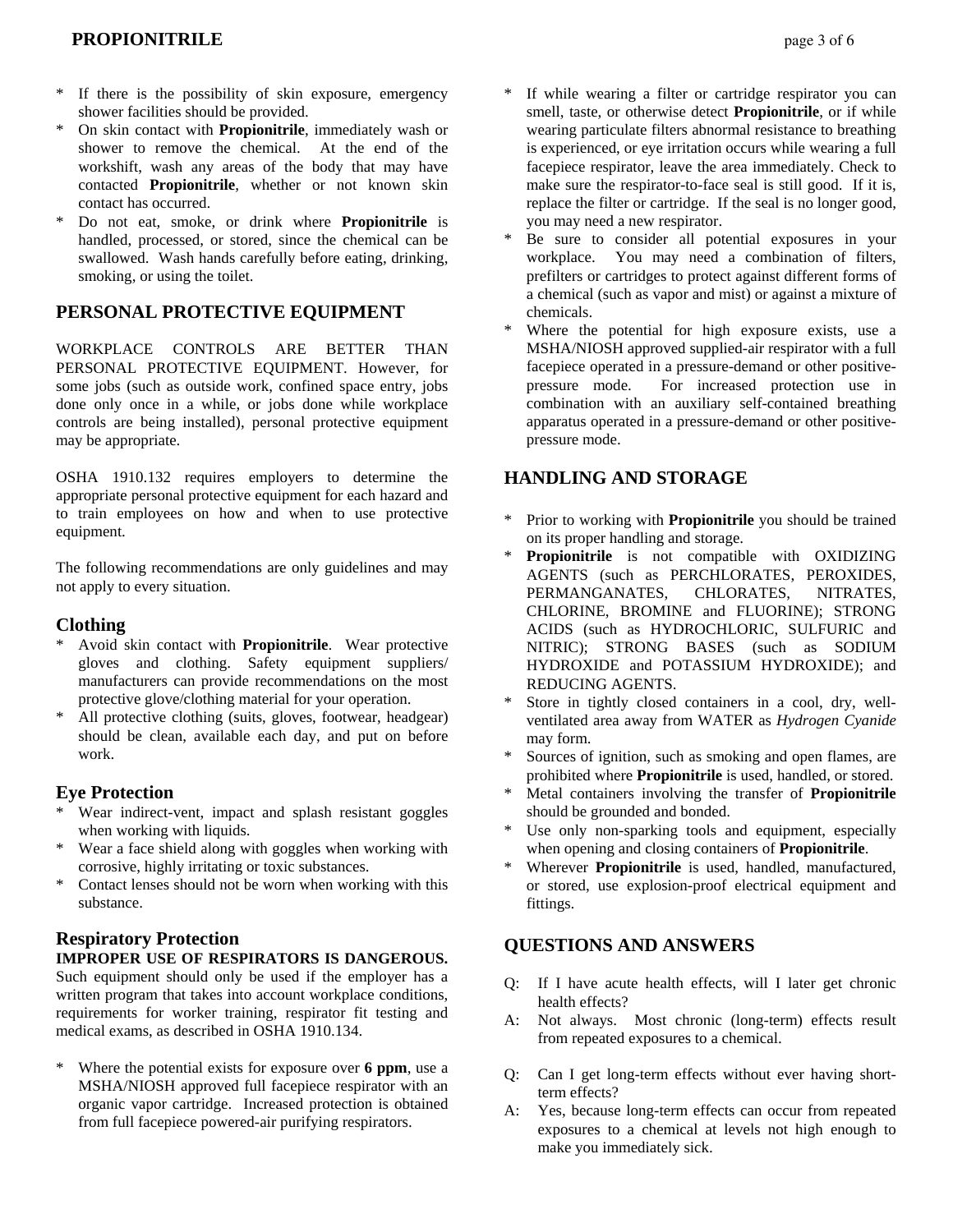* If there is the possibility of skin exposure, emergency shower facilities should be provided.
* On skin contact with **Propionitrile**, immediately wash or shower to remove the chemical. At the end of the workshift, wash any areas of the body that may have contacted **Propionitrile**, whether or not known skin contact has occurred.
* Do not eat, smoke, or drink where **Propionitrile** is handled, processed, or stored, since the chemical can be swallowed. Wash hands carefully before eating, drinking, smoking, or using the toilet.

## PERSONAL PROTECTIVE EQUIPMENT

WORKPLACE CONTROLS ARE BETTER THAN PERSONAL PROTECTIVE EQUIPMENT. However, for some jobs (such as outside work, confined space entry, jobs done only once in a while, or jobs done while workplace controls are being installed), personal protective equipment may be appropriate.

OSHA 1910.132 requires employers to determine the appropriate personal protective equipment for each hazard and to train employees on how and when to use protective equipment.

The following recommendations are only guidelines and may not apply to every situation.

### Clothing

* Avoid skin contact with **Propionitrile**. Wear protective gloves and clothing. Safety equipment suppliers/ manufacturers can provide recommendations on the most protective glove/clothing material for your operation.
* All protective clothing (suits, gloves, footwear, headgear) should be clean, available each day, and put on before work.

### Eye Protection

* Wear indirect-vent, impact and splash resistant goggles when working with liquids.
* Wear a face shield along with goggles when working with corrosive, highly irritating or toxic substances.
* Contact lenses should not be worn when working with this substance.

### Respiratory Protection

**IMPROPER USE OF RESPIRATORS IS DANGEROUS.** Such equipment should only be used if the employer has a written program that takes into account workplace conditions, requirements for worker training, respirator fit testing and medical exams, as described in OSHA 1910.134.

* Where the potential exists for exposure over **6 ppm**, use a MSHA/NIOSH approved full facepiece respirator with an organic vapor cartridge. Increased protection is obtained from full facepiece powered-air purifying respirators.
* If while wearing a filter or cartridge respirator you can smell, taste, or otherwise detect **Propionitrile**, or if while wearing particulate filters abnormal resistance to breathing is experienced, or eye irritation occurs while wearing a full facepiece respirator, leave the area immediately. Check to make sure the respirator-to-face seal is still good. If it is, replace the filter or cartridge. If the seal is no longer good, you may need a new respirator.
* Be sure to consider all potential exposures in your workplace. You may need a combination of filters, prefilters or cartridges to protect against different forms of a chemical (such as vapor and mist) or against a mixture of chemicals.
* Where the potential for high exposure exists, use a MSHA/NIOSH approved supplied-air respirator with a full facepiece operated in a pressure-demand or other positive-pressure mode. For increased protection use in combination with an auxiliary self-contained breathing apparatus operated in a pressure-demand or other positive-pressure mode.

## HANDLING AND STORAGE

* Prior to working with **Propionitrile** you should be trained on its proper handling and storage.
* **Propionitrile** is not compatible with OXIDIZING AGENTS (such as PERCHLORATES, PEROXIDES, PERMANGANATES, CHLORATES, NITRATES, CHLORINE, BROMINE and FLUORINE); STRONG ACIDS (such as HYDROCHLORIC, SULFURIC and NITRIC); STRONG BASES (such as SODIUM HYDROXIDE and POTASSIUM HYDROXIDE); and REDUCING AGENTS.
* Store in tightly closed containers in a cool, dry, well-ventilated area away from WATER as *Hydrogen Cyanide* may form.
* Sources of ignition, such as smoking and open flames, are prohibited where **Propionitrile** is used, handled, or stored.
* Metal containers involving the transfer of **Propionitrile** should be grounded and bonded.
* Use only non-sparking tools and equipment, especially when opening and closing containers of **Propionitrile**.
* Wherever **Propionitrile** is used, handled, manufactured, or stored, use explosion-proof electrical equipment and fittings.

## QUESTIONS AND ANSWERS

Q: If I have acute health effects, will I later get chronic health effects?
A: Not always. Most chronic (long-term) effects result from repeated exposures to a chemical.

Q: Can I get long-term effects without ever having short-term effects?
A: Yes, because long-term effects can occur from repeated exposures to a chemical at levels not high enough to make you immediately sick.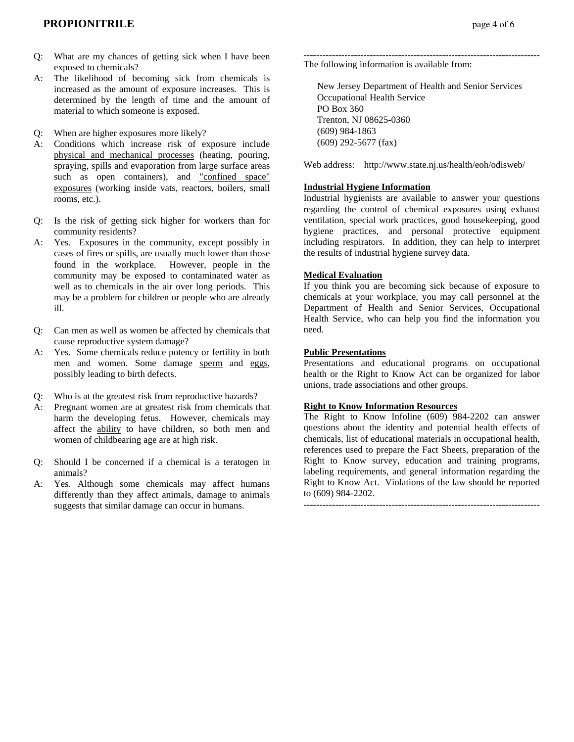Q: What are my chances of getting sick when I have been exposed to chemicals?

A: The likelihood of becoming sick from chemicals is increased as the amount of exposure increases. This is determined by the length of time and the amount of material to which someone is exposed.

Q: When are higher exposures more likely?

A: Conditions which increase risk of exposure include physical and mechanical processes (heating, pouring, spraying, spills and evaporation from large surface areas such as open containers), and "confined space" exposures (working inside vats, reactors, boilers, small rooms, etc.).

Q: Is the risk of getting sick higher for workers than for community residents?

A: Yes. Exposures in the community, except possibly in cases of fires or spills, are usually much lower than those found in the workplace. However, people in the community may be exposed to contaminated water as well as to chemicals in the air over long periods. This may be a problem for children or people who are already ill.

Q: Can men as well as women be affected by chemicals that cause reproductive system damage?

A: Yes. Some chemicals reduce potency or fertility in both men and women. Some damage sperm and eggs, possibly leading to birth defects.

Q: Who is at the greatest risk from reproductive hazards?

A: Pregnant women are at greatest risk from chemicals that harm the developing fetus. However, chemicals may affect the ability to have children, so both men and women of childbearing age are at high risk.

Q: Should I be concerned if a chemical is a teratogen in animals?

A: Yes. Although some chemicals may affect humans differently than they affect animals, damage to animals suggests that similar damage can occur in humans.

---

The following information is available from:

New Jersey Department of Health and Senior Services
Occupational Health Service
PO Box 360
Trenton, NJ 08625-0360
(609) 984-1863
(609) 292-5677 (fax)

Web address: http://www.state.nj.us/health/eoh/odisweb/

**Industrial Hygiene Information**

Industrial hygienists are available to answer your questions regarding the control of chemical exposures using exhaust ventilation, special work practices, good housekeeping, good hygiene practices, and personal protective equipment including respirators. In addition, they can help to interpret the results of industrial hygiene survey data.

**Medical Evaluation**

If you think you are becoming sick because of exposure to chemicals at your workplace, you may call personnel at the Department of Health and Senior Services, Occupational Health Service, who can help you find the information you need.

**Public Presentations**

Presentations and educational programs on occupational health or the Right to Know Act can be organized for labor unions, trade associations and other groups.

**Right to Know Information Resources**

The Right to Know Infoline (609) 984-2202 can answer questions about the identity and potential health effects of chemicals, list of educational materials in occupational health, references used to prepare the Fact Sheets, preparation of the Right to Know survey, education and training programs, labeling requirements, and general information regarding the Right to Know Act. Violations of the law should be reported to (609) 984-2202.

---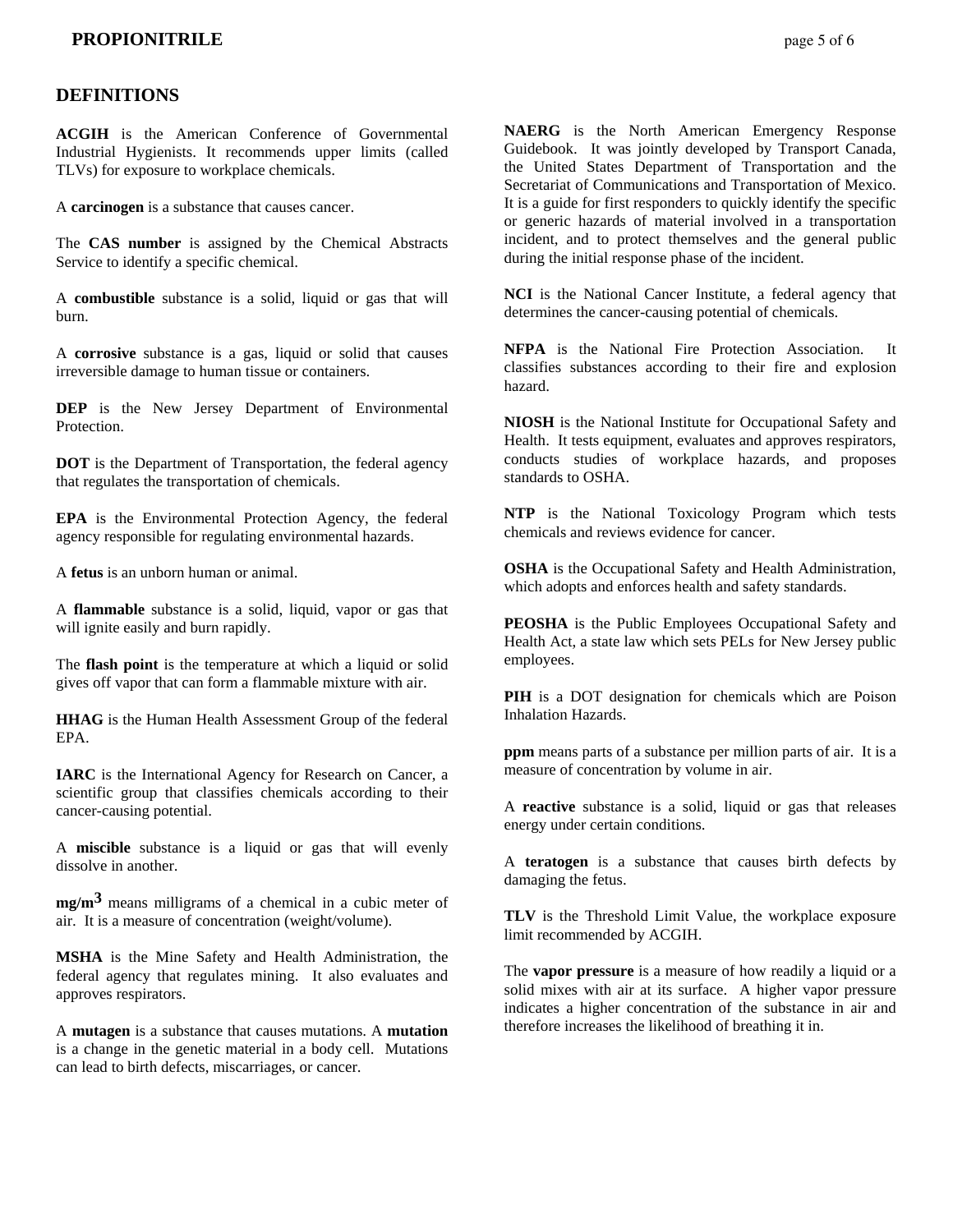## DEFINITIONS

**ACGIH** is the American Conference of Governmental Industrial Hygienists. It recommends upper limits (called TLVs) for exposure to workplace chemicals.

A **carcinogen** is a substance that causes cancer.

The **CAS number** is assigned by the Chemical Abstracts Service to identify a specific chemical.

A **combustible** substance is a solid, liquid or gas that will burn.

A **corrosive** substance is a gas, liquid or solid that causes irreversible damage to human tissue or containers.

**DEP** is the New Jersey Department of Environmental Protection.

**DOT** is the Department of Transportation, the federal agency that regulates the transportation of chemicals.

**EPA** is the Environmental Protection Agency, the federal agency responsible for regulating environmental hazards.

A **fetus** is an unborn human or animal.

A **flammable** substance is a solid, liquid, vapor or gas that will ignite easily and burn rapidly.

The **flash point** is the temperature at which a liquid or solid gives off vapor that can form a flammable mixture with air.

**HHAG** is the Human Health Assessment Group of the federal EPA.

**IARC** is the International Agency for Research on Cancer, a scientific group that classifies chemicals according to their cancer-causing potential.

A **miscible** substance is a liquid or gas that will evenly dissolve in another.

**$mg/m^3$** means milligrams of a chemical in a cubic meter of air. It is a measure of concentration (weight/volume).

**MSHA** is the Mine Safety and Health Administration, the federal agency that regulates mining. It also evaluates and approves respirators.

A **mutagen** is a substance that causes mutations. A **mutation** is a change in the genetic material in a body cell. Mutations can lead to birth defects, miscarriages, or cancer.

**NAERG** is the North American Emergency Response Guidebook. It was jointly developed by Transport Canada, the United States Department of Transportation and the Secretariat of Communications and Transportation of Mexico. It is a guide for first responders to quickly identify the specific or generic hazards of material involved in a transportation incident, and to protect themselves and the general public during the initial response phase of the incident.

**NCI** is the National Cancer Institute, a federal agency that determines the cancer-causing potential of chemicals.

**NFPA** is the National Fire Protection Association. It classifies substances according to their fire and explosion hazard.

**NIOSH** is the National Institute for Occupational Safety and Health. It tests equipment, evaluates and approves respirators, conducts studies of workplace hazards, and proposes standards to OSHA.

**NTP** is the National Toxicology Program which tests chemicals and reviews evidence for cancer.

**OSHA** is the Occupational Safety and Health Administration, which adopts and enforces health and safety standards.

**PEOSHA** is the Public Employees Occupational Safety and Health Act, a state law which sets PELs for New Jersey public employees.

**PIH** is a DOT designation for chemicals which are Poison Inhalation Hazards.

**ppm** means parts of a substance per million parts of air. It is a measure of concentration by volume in air.

A **reactive** substance is a solid, liquid or gas that releases energy under certain conditions.

A **teratogen** is a substance that causes birth defects by damaging the fetus.

**TLV** is the Threshold Limit Value, the workplace exposure limit recommended by ACGIH.

The **vapor pressure** is a measure of how readily a liquid or a solid mixes with air at its surface. A higher vapor pressure indicates a higher concentration of the substance in air and therefore increases the likelihood of breathing it in.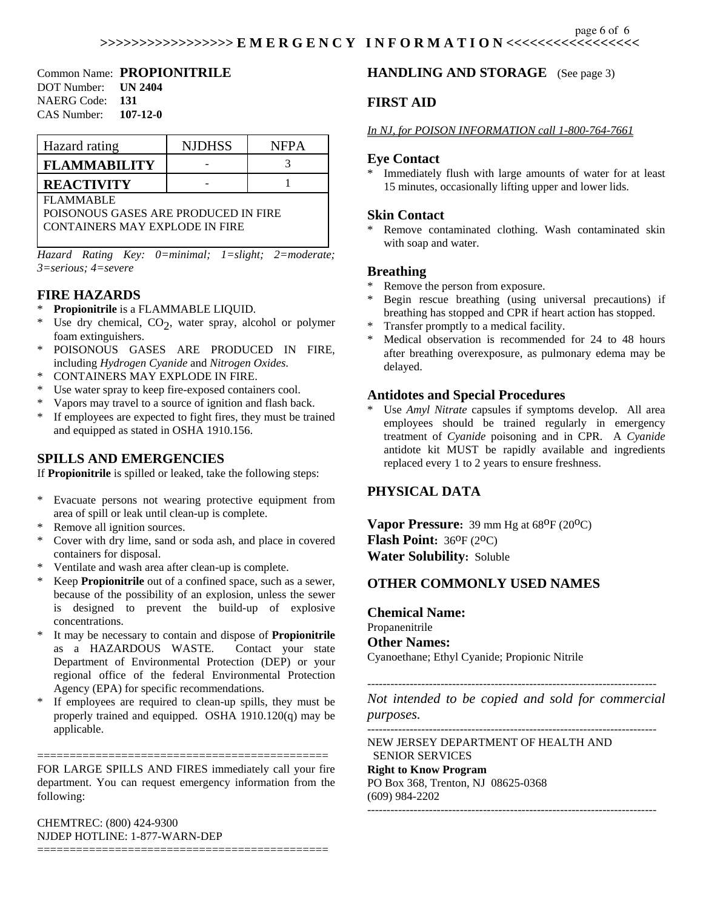# EMERGENCY INFORMATION

Common Name: **PROPIONITRILE**
DOT Number: **UN 2404**
NAERG Code: **131**
CAS Number: **107-12-0**

| Hazard rating | NJDHSS | NFPA |
|---|---|---|
| **FLAMMABILITY** | - | 3 |
| **REACTIVITY** | - | 1 |
| FLAMMABLE<br>POISONOUS GASES ARE PRODUCED IN FIRE<br>CONTAINERS MAY EXPLODE IN FIRE | | |

*Hazard Rating Key: 0=minimal; 1=slight; 2=moderate; 3=serious; 4=severe*

## FIRE HAZARDS

* **Propionitrile** is a FLAMMABLE LIQUID.
* Use dry chemical, $CO_2$, water spray, alcohol or polymer foam extinguishers.
* POISONOUS GASES ARE PRODUCED IN FIRE, including *Hydrogen Cyanide* and *Nitrogen Oxides*.
* CONTAINERS MAY EXPLODE IN FIRE.
* Use water spray to keep fire-exposed containers cool.
* Vapors may travel to a source of ignition and flash back.
* If employees are expected to fight fires, they must be trained and equipped as stated in OSHA 1910.156.

## SPILLS AND EMERGENCIES

If **Propionitrile** is spilled or leaked, take the following steps:

* Evacuate persons not wearing protective equipment from area of spill or leak until clean-up is complete.
* Remove all ignition sources.
* Cover with dry lime, sand or soda ash, and place in covered containers for disposal.
* Ventilate and wash area after clean-up is complete.
* Keep **Propionitrile** out of a confined space, such as a sewer, because of the possibility of an explosion, unless the sewer is designed to prevent the build-up of explosive concentrations.
* It may be necessary to contain and dispose of **Propionitrile** as a HAZARDOUS WASTE. Contact your state Department of Environmental Protection (DEP) or your regional office of the federal Environmental Protection Agency (EPA) for specific recommendations.
* If employees are required to clean-up spills, they must be properly trained and equipped. OSHA 1910.120(q) may be applicable.

============================================

FOR LARGE SPILLS AND FIRES immediately call your fire department. You can request emergency information from the following:

CHEMTREC: (800) 424-9300
NJDEP HOTLINE: 1-877-WARN-DEP

============================================

## HANDLING AND STORAGE (See page 3)

## FIRST AID

*In NJ, for POISON INFORMATION call 1-800-764-7661*

### Eye Contact

* Immediately flush with large amounts of water for at least 15 minutes, occasionally lifting upper and lower lids.

### Skin Contact

* Remove contaminated clothing. Wash contaminated skin with soap and water.

### Breathing

* Remove the person from exposure.
* Begin rescue breathing (using universal precautions) if breathing has stopped and CPR if heart action has stopped.
* Transfer promptly to a medical facility.
* Medical observation is recommended for 24 to 48 hours after breathing overexposure, as pulmonary edema may be delayed.

### Antidotes and Special Procedures

* Use *Amyl Nitrate* capsules if symptoms develop. All area employees should be trained regularly in emergency treatment of *Cyanide* poisoning and in CPR. A *Cyanide* antidote kit MUST be rapidly available and ingredients replaced every 1 to 2 years to ensure freshness.

## PHYSICAL DATA

**Vapor Pressure:** 39 mm Hg at 68°F (20°C)
**Flash Point:** 36°F (2°C)
**Water Solubility:** Soluble

## OTHER COMMONLY USED NAMES

### Chemical Name:

Propanenitrile

### Other Names:

Cyanoethane; Ethyl Cyanide; Propionic Nitrile

---

*Not intended to be copied and sold for commercial purposes.*

---

NEW JERSEY DEPARTMENT OF HEALTH AND SENIOR SERVICES
**Right to Know Program**
PO Box 368, Trenton, NJ 08625-0368
(609) 984-2202

---